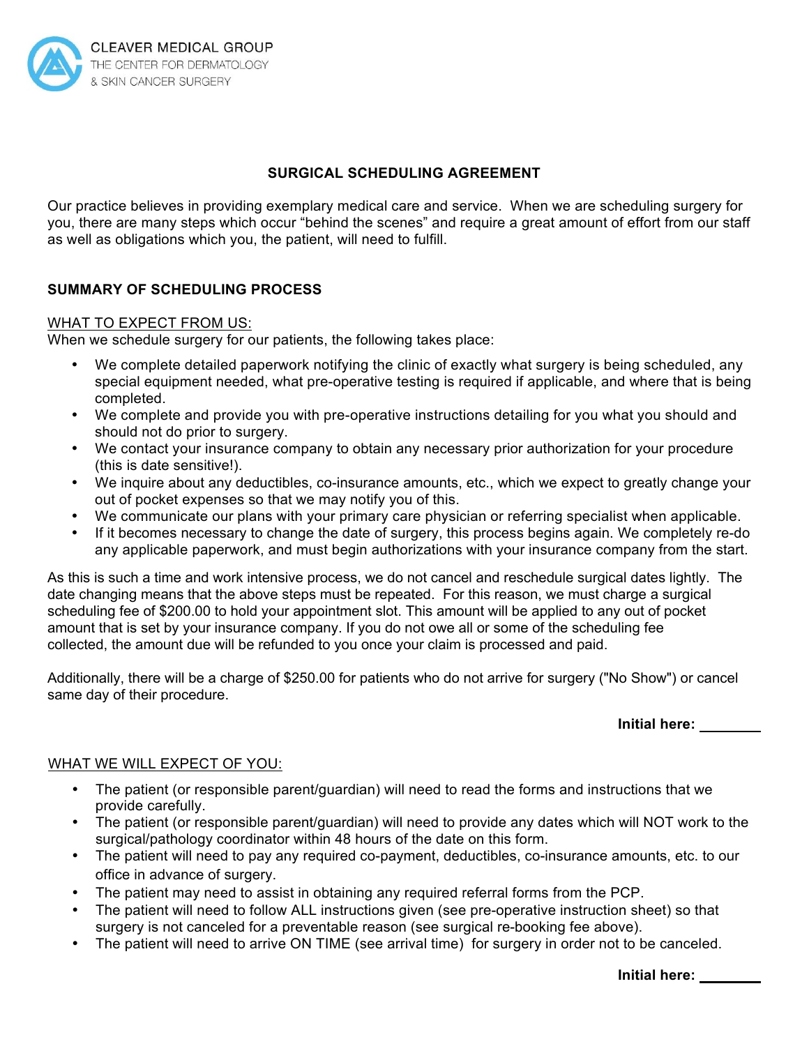CLEAVER MEDICAL GROUP
THE CENTER FOR DERMATOLOGY
& SKIN CANCER SURGERY

# SURGICAL SCHEDULING AGREEMENT

Our practice believes in providing exemplary medical care and service. When we are scheduling surgery for you, there are many steps which occur "behind the scenes" and require a great amount of effort from our staff as well as obligations which you, the patient, will need to fulfill.

## SUMMARY OF SCHEDULING PROCESS

### WHAT TO EXPECT FROM US:

When we schedule surgery for our patients, the following takes place:

- We complete detailed paperwork notifying the clinic of exactly what surgery is being scheduled, any special equipment needed, what pre-operative testing is required if applicable, and where that is being completed.
- We complete and provide you with pre-operative instructions detailing for you what you should and should not do prior to surgery.
- We contact your insurance company to obtain any necessary prior authorization for your procedure (this is date sensitive!).
- We inquire about any deductibles, co-insurance amounts, etc., which we expect to greatly change your out of pocket expenses so that we may notify you of this.
- We communicate our plans with your primary care physician or referring specialist when applicable.
- If it becomes necessary to change the date of surgery, this process begins again. We completely re-do any applicable paperwork, and must begin authorizations with your insurance company from the start.

As this is such a time and work intensive process, we do not cancel and reschedule surgical dates lightly. The date changing means that the above steps must be repeated. For this reason, we must charge a surgical scheduling fee of $200.00 to hold your appointment slot. This amount will be applied to any out of pocket amount that is set by your insurance company. If you do not owe all or some of the scheduling fee collected, the amount due will be refunded to you once your claim is processed and paid.

Additionally, there will be a charge of $250.00 for patients who do not arrive for surgery ("No Show") or cancel same day of their procedure.

**Initial here:** ________

### WHAT WE WILL EXPECT OF YOU:

- The patient (or responsible parent/guardian) will need to read the forms and instructions that we provide carefully.
- The patient (or responsible parent/guardian) will need to provide any dates which will NOT work to the surgical/pathology coordinator within 48 hours of the date on this form.
- The patient will need to pay any required co-payment, deductibles, co-insurance amounts, etc. to our office in advance of surgery.
- The patient may need to assist in obtaining any required referral forms from the PCP.
- The patient will need to follow ALL instructions given (see pre-operative instruction sheet) so that surgery is not canceled for a preventable reason (see surgical re-booking fee above).
- The patient will need to arrive ON TIME (see arrival time) for surgery in order not to be canceled.

**Initial here:** ________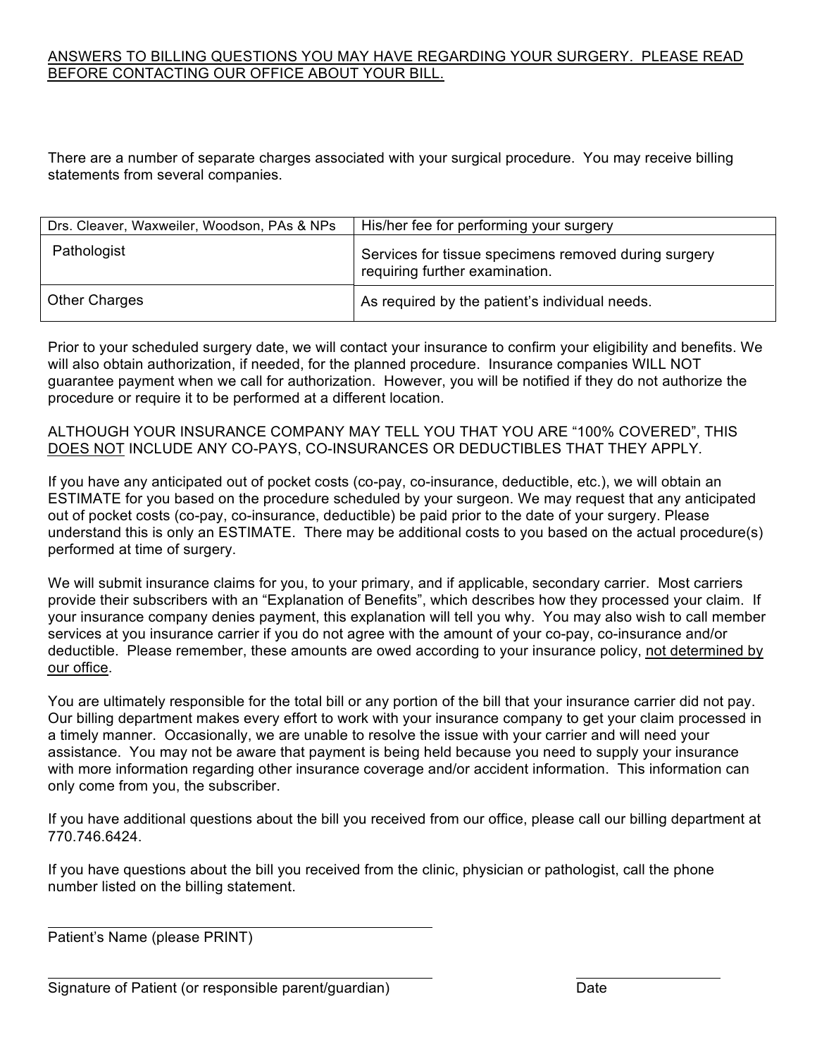ANSWERS TO BILLING QUESTIONS YOU MAY HAVE REGARDING YOUR SURGERY. PLEASE READ BEFORE CONTACTING OUR OFFICE ABOUT YOUR BILL.

There are a number of separate charges associated with your surgical procedure. You may receive billing statements from several companies.

| | |
|---|---|
| Drs. Cleaver, Waxweiler, Woodson, PAs & NPs | His/her fee for performing your surgery |
| Pathologist | Services for tissue specimens removed during surgery requiring further examination. |
| Other Charges | As required by the patient's individual needs. |

Prior to your scheduled surgery date, we will contact your insurance to confirm your eligibility and benefits. We will also obtain authorization, if needed, for the planned procedure. Insurance companies WILL NOT guarantee payment when we call for authorization. However, you will be notified if they do not authorize the procedure or require it to be performed at a different location.

ALTHOUGH YOUR INSURANCE COMPANY MAY TELL YOU THAT YOU ARE "100% COVERED", THIS DOES NOT INCLUDE ANY CO-PAYS, CO-INSURANCES OR DEDUCTIBLES THAT THEY APPLY.

If you have any anticipated out of pocket costs (co-pay, co-insurance, deductible, etc.), we will obtain an ESTIMATE for you based on the procedure scheduled by your surgeon. We may request that any anticipated out of pocket costs (co-pay, co-insurance, deductible) be paid prior to the date of your surgery. Please understand this is only an ESTIMATE. There may be additional costs to you based on the actual procedure(s) performed at time of surgery.

We will submit insurance claims for you, to your primary, and if applicable, secondary carrier. Most carriers provide their subscribers with an "Explanation of Benefits", which describes how they processed your claim. If your insurance company denies payment, this explanation will tell you why. You may also wish to call member services at you insurance carrier if you do not agree with the amount of your co-pay, co-insurance and/or deductible. Please remember, these amounts are owed according to your insurance policy, not determined by our office.

You are ultimately responsible for the total bill or any portion of the bill that your insurance carrier did not pay. Our billing department makes every effort to work with your insurance company to get your claim processed in a timely manner. Occasionally, we are unable to resolve the issue with your carrier and will need your assistance. You may not be aware that payment is being held because you need to supply your insurance with more information regarding other insurance coverage and/or accident information. This information can only come from you, the subscriber.

If you have additional questions about the bill you received from our office, please call our billing department at 770.746.6424.

If you have questions about the bill you received from the clinic, physician or pathologist, call the phone number listed on the billing statement.

______________________________
Patient's Name (please PRINT)

______________________________ ______________
Signature of Patient (or responsible parent/guardian) Date